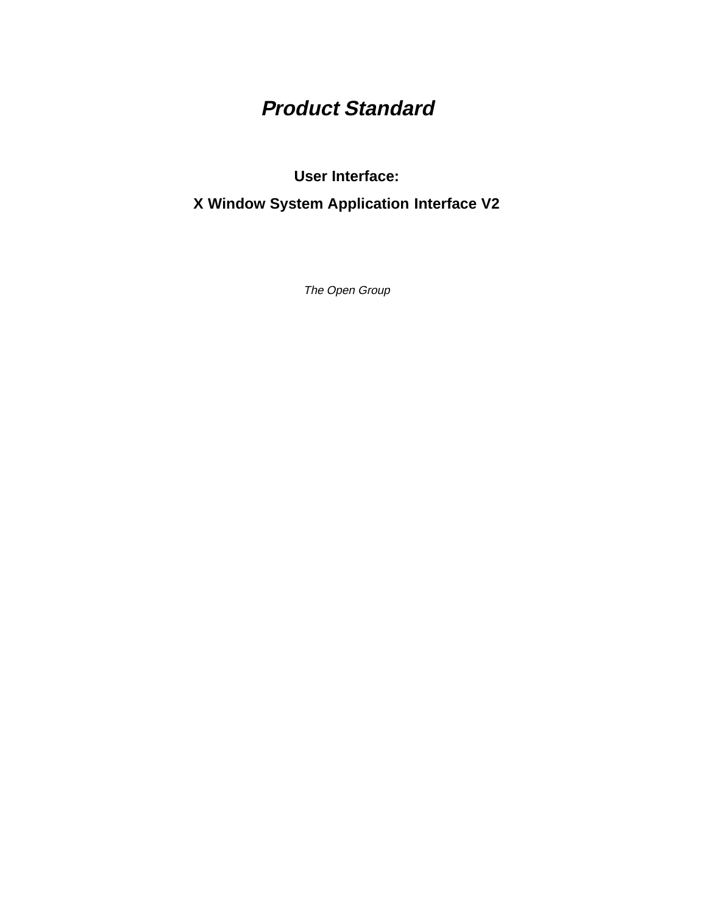# *Product Standard*

## User Interface:

## X Window System Application Interface V2

*The Open Group*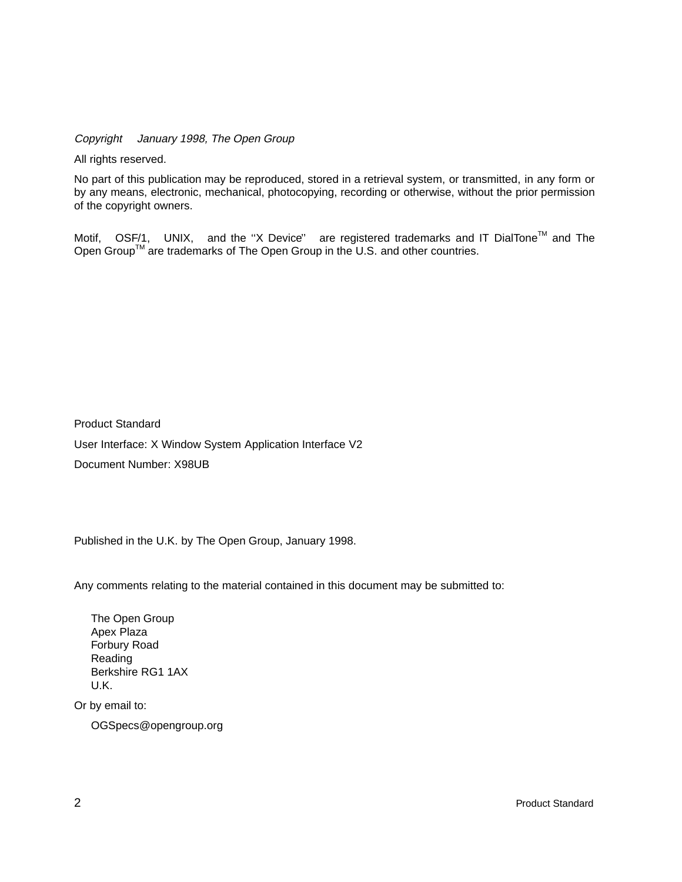*Copyright January 1998, The Open Group*

All rights reserved.

No part of this publication may be reproduced, stored in a retrieval system, or transmitted, in any form or by any means, electronic, mechanical, photocopying, recording or otherwise, without the prior permission of the copyright owners.

Motif, OSF/1, UNIX, and the ''X Device'' are registered trademarks and IT DialTone™ and The Open Group™ are trademarks of The Open Group in the U.S. and other countries.

Product Standard

User Interface: X Window System Application Interface V2

Document Number: X98UB

Published in the U.K. by The Open Group, January 1998.

Any comments relating to the material contained in this document may be submitted to:

The Open Group  
Apex Plaza  
Forbury Road  
Reading  
Berkshire RG1 1AX  
U.K.

Or by email to:

OGSpecs@opengroup.org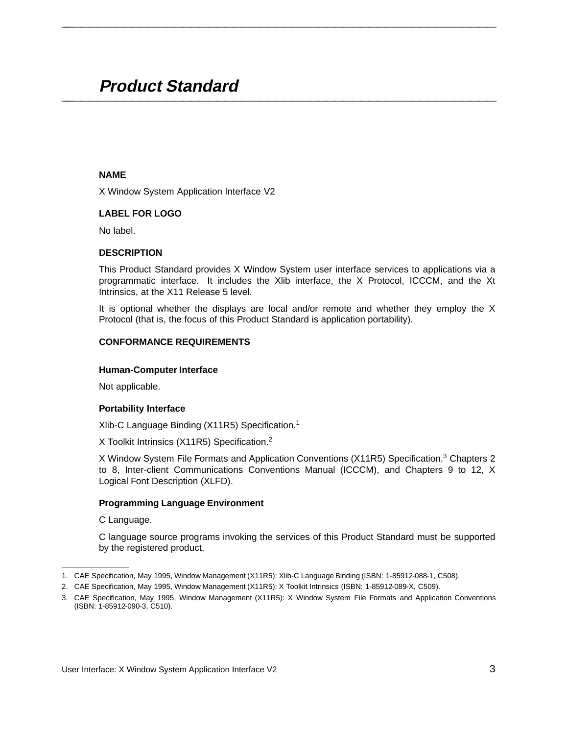# *Product Standard*

**NAME**

X Window System Application Interface V2

**LABEL FOR LOGO**

No label.

**DESCRIPTION**

This Product Standard provides X Window System user interface services to applications via a programmatic interface. It includes the Xlib interface, the X Protocol, ICCCM, and the Xt Intrinsics, at the X11 Release 5 level.

It is optional whether the displays are local and/or remote and whether they employ the X Protocol (that is, the focus of this Product Standard is application portability).

**CONFORMANCE REQUIREMENTS**

**Human-Computer Interface**

Not applicable.

**Portability Interface**

Xlib-C Language Binding (X11R5) Specification.[1]

X Toolkit Intrinsics (X11R5) Specification.[2]

X Window System File Formats and Application Conventions (X11R5) Specification,[3] Chapters 2 to 8, Inter-client Communications Conventions Manual (ICCCM), and Chapters 9 to 12, X Logical Font Description (XLFD).

**Programming Language Environment**

C Language.

C language source programs invoking the services of this Product Standard must be supported by the registered product.

---

1. CAE Specification, May 1995, Window Management (X11R5): Xlib-C Language Binding (ISBN: 1-85912-088-1, C508).
2. CAE Specification, May 1995, Window Management (X11R5): X Toolkit Intrinsics (ISBN: 1-85912-089-X, C509).
3. CAE Specification, May 1995, Window Management (X11R5): X Window System File Formats and Application Conventions (ISBN: 1-85912-090-3, C510).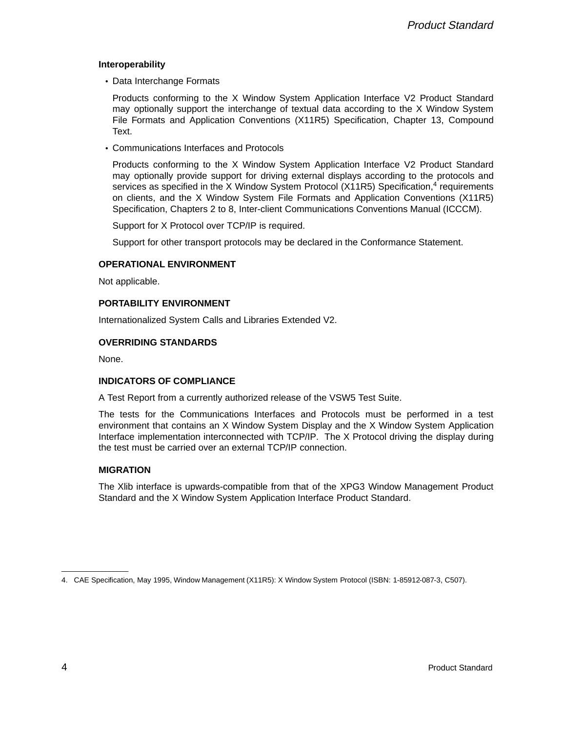**Interoperability**

- Data Interchange Formats

  Products conforming to the X Window System Application Interface V2 Product Standard may optionally support the interchange of textual data according to the X Window System File Formats and Application Conventions (X11R5) Specification, Chapter 13, Compound Text.

- Communications Interfaces and Protocols

  Products conforming to the X Window System Application Interface V2 Product Standard may optionally provide support for driving external displays according to the protocols and services as specified in the X Window System Protocol (X11R5) Specification,[4] requirements on clients, and the X Window System File Formats and Application Conventions (X11R5) Specification, Chapters 2 to 8, Inter-client Communications Conventions Manual (ICCCM).

  Support for X Protocol over TCP/IP is required.

  Support for other transport protocols may be declared in the Conformance Statement.

**OPERATIONAL ENVIRONMENT**

Not applicable.

**PORTABILITY ENVIRONMENT**

Internationalized System Calls and Libraries Extended V2.

**OVERRIDING STANDARDS**

None.

**INDICATORS OF COMPLIANCE**

A Test Report from a currently authorized release of the VSW5 Test Suite.

The tests for the Communications Interfaces and Protocols must be performed in a test environment that contains an X Window System Display and the X Window System Application Interface implementation interconnected with TCP/IP. The X Protocol driving the display during the test must be carried over an external TCP/IP connection.

**MIGRATION**

The Xlib interface is upwards-compatible from that of the XPG3 Window Management Product Standard and the X Window System Application Interface Product Standard.

---

4. CAE Specification, May 1995, Window Management (X11R5): X Window System Protocol (ISBN: 1-85912-087-3, C507).